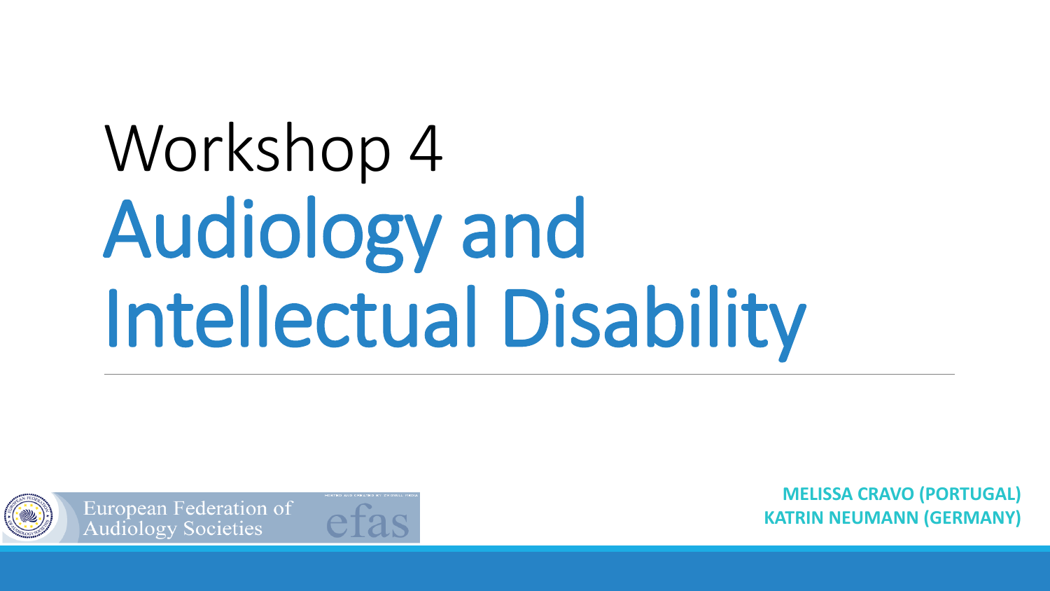# Workshop 4

# Audiology and Intellectual Disability

European Federation of Audiology Societies

efas

**MELISSA CRAVO (PORTUGAL)**
**KATRIN NEUMANN (GERMANY)**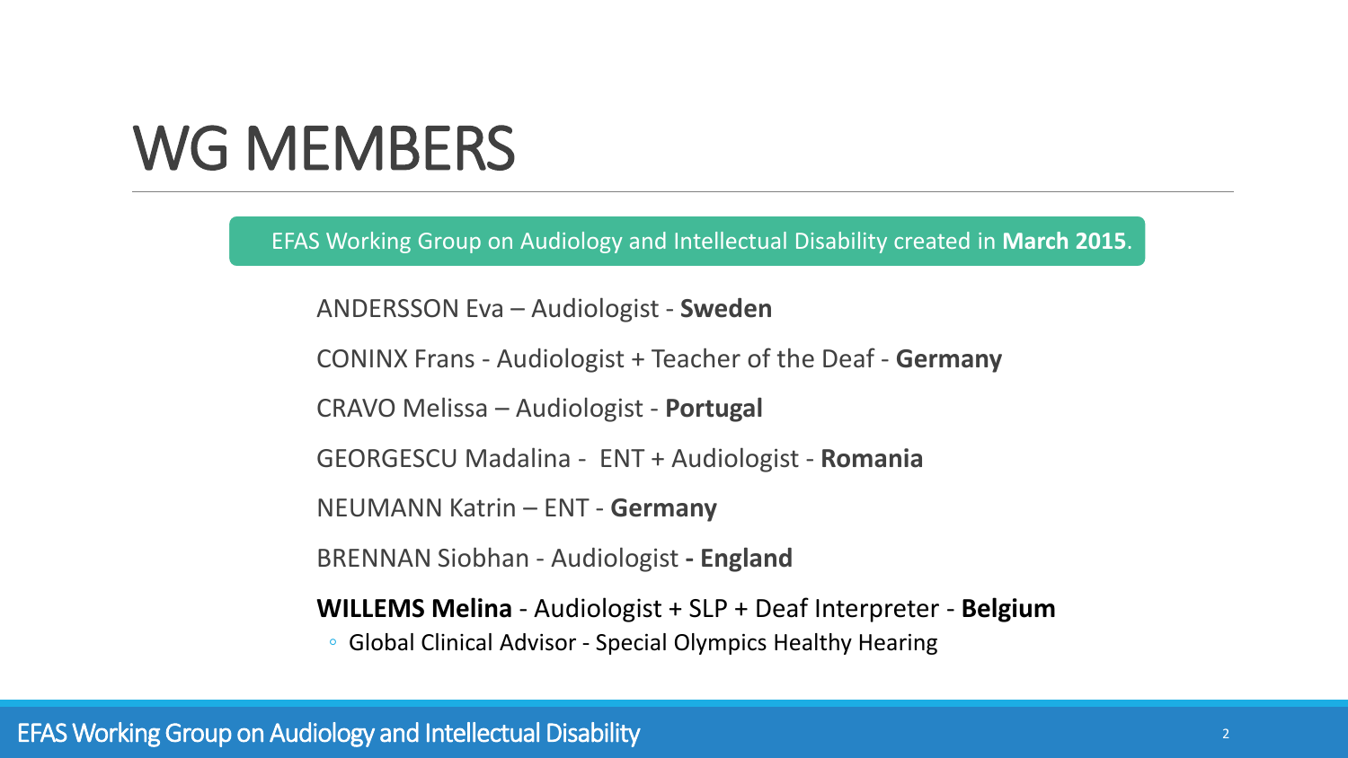# WG MEMBERS

EFAS Working Group on Audiology and Intellectual Disability created in **March 2015**.

ANDERSSON Eva – Audiologist - **Sweden**

CONINX Frans - Audiologist + Teacher of the Deaf - **Germany**

CRAVO Melissa – Audiologist - **Portugal**

GEORGESCU Madalina - ENT + Audiologist - **Romania**

NEUMANN Katrin – ENT - **Germany**

BRENNAN Siobhan - Audiologist **- England**

**WILLEMS Melina** - Audiologist + SLP + Deaf Interpreter - **Belgium**

- Global Clinical Advisor - Special Olympics Healthy Hearing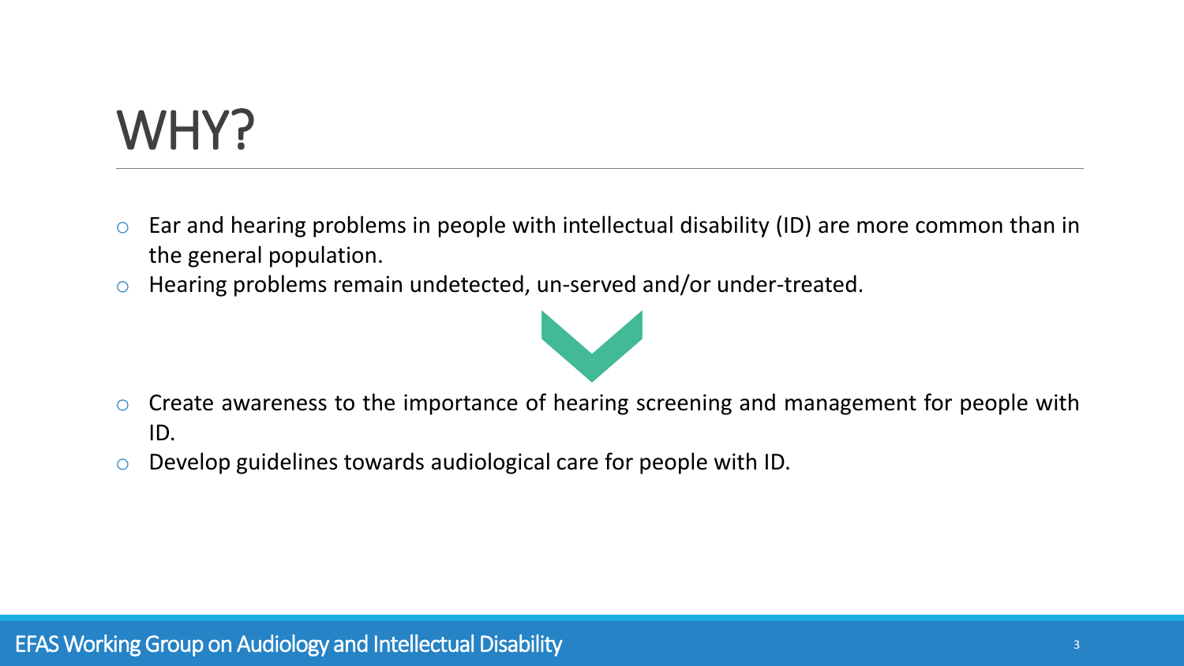# WHY?

- Ear and hearing problems in people with intellectual disability (ID) are more common than in the general population.
- Hearing problems remain undetected, un-served and/or under-treated.

- Create awareness to the importance of hearing screening and management for people with ID.
- Develop guidelines towards audiological care for people with ID.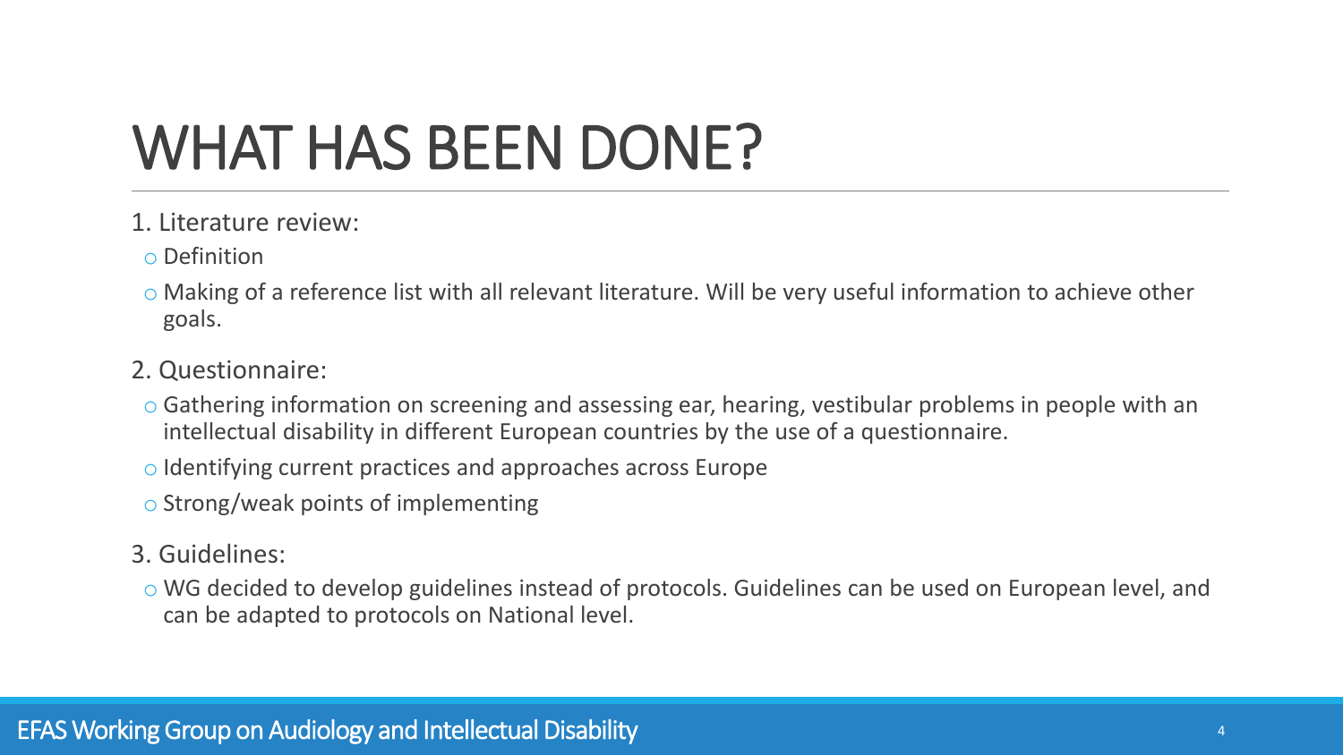# WHAT HAS BEEN DONE?

1. Literature review:
   - Definition
   - Making of a reference list with all relevant literature. Will be very useful information to achieve other goals.
2. Questionnaire:
   - Gathering information on screening and assessing ear, hearing, vestibular problems in people with an intellectual disability in different European countries by the use of a questionnaire.
   - Identifying current practices and approaches across Europe
   - Strong/weak points of implementing
3. Guidelines:
   - WG decided to develop guidelines instead of protocols. Guidelines can be used on European level, and can be adapted to protocols on National level.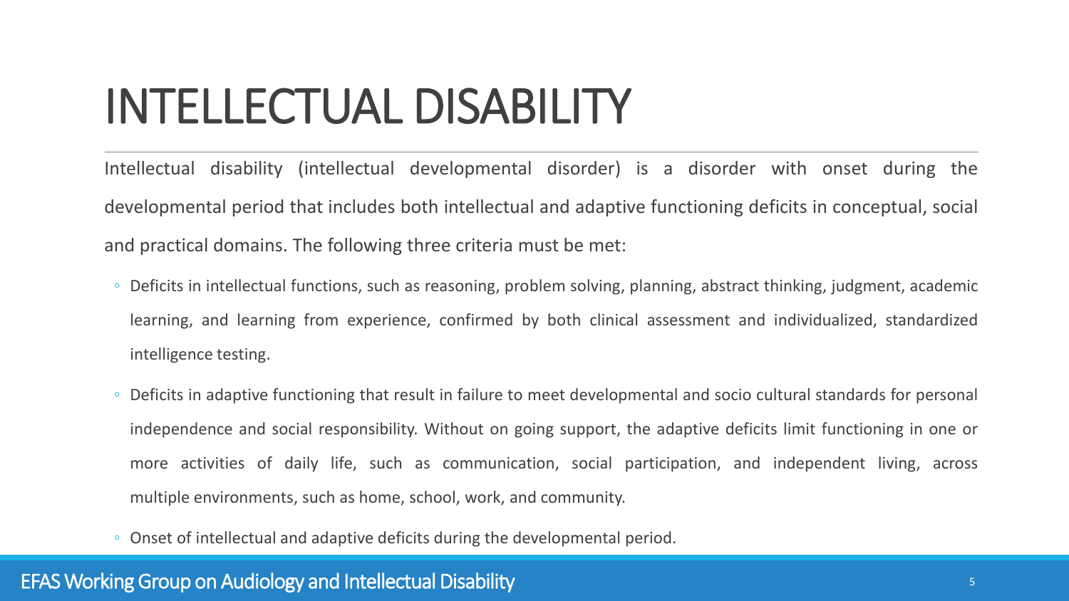# INTELLECTUAL DISABILITY

Intellectual disability (intellectual developmental disorder) is a disorder with onset during the developmental period that includes both intellectual and adaptive functioning deficits in conceptual, social and practical domains. The following three criteria must be met:

- Deficits in intellectual functions, such as reasoning, problem solving, planning, abstract thinking, judgment, academic learning, and learning from experience, confirmed by both clinical assessment and individualized, standardized intelligence testing.
- Deficits in adaptive functioning that result in failure to meet developmental and socio cultural standards for personal independence and social responsibility. Without on going support, the adaptive deficits limit functioning in one or more activities of daily life, such as communication, social participation, and independent living, across multiple environments, such as home, school, work, and community.
- Onset of intellectual and adaptive deficits during the developmental period.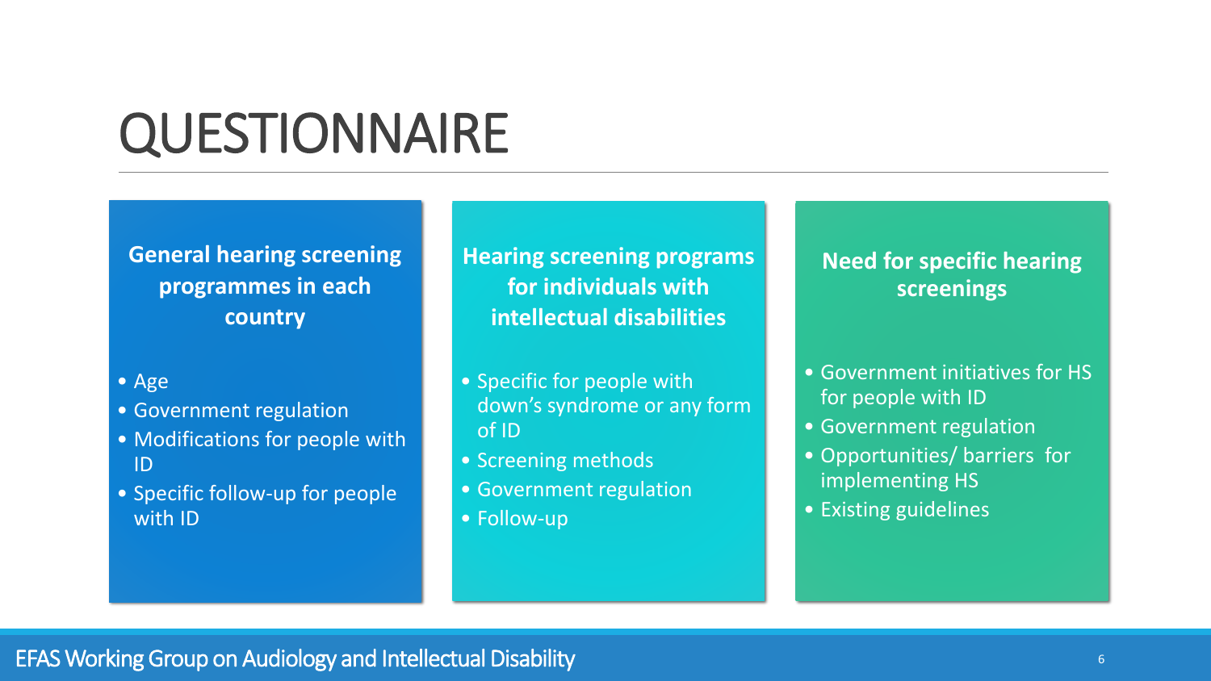# QUESTIONNAIRE

## General hearing screening programmes in each country

- Age
- Government regulation
- Modifications for people with ID
- Specific follow-up for people with ID

## Hearing screening programs for individuals with intellectual disabilities

- Specific for people with down's syndrome or any form of ID
- Screening methods
- Government regulation
- Follow-up

## Need for specific hearing screenings

- Government initiatives for HS for people with ID
- Government regulation
- Opportunities/ barriers for implementing HS
- Existing guidelines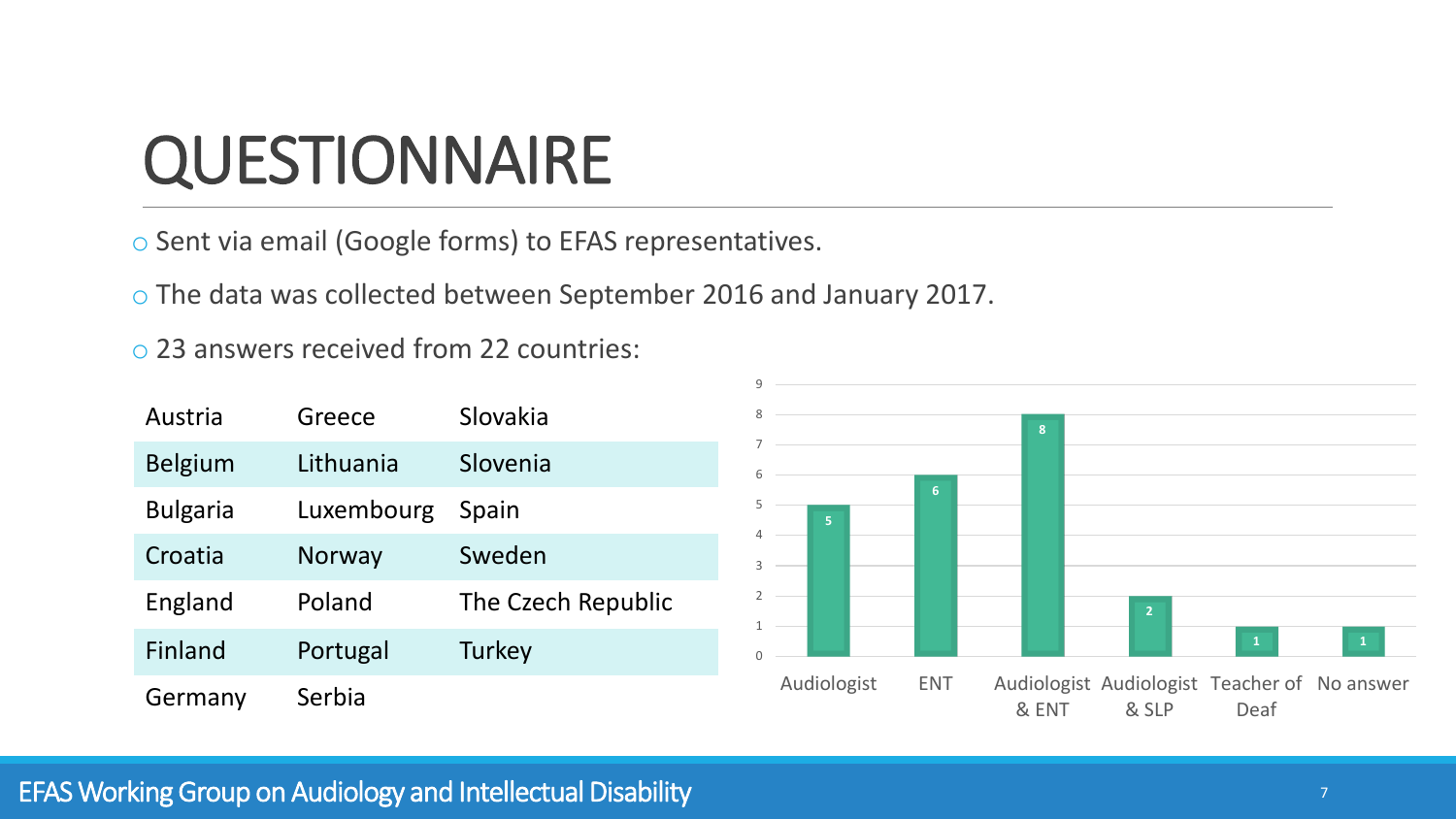# QUESTIONNAIRE

- Sent via email (Google forms) to EFAS representatives.
- The data was collected between September 2016 and January 2017.
- 23 answers received from 22 countries:

| | | |
|---|---|---|
| Austria | Greece | Slovakia |
| Belgium | Lithuania | Slovenia |
| Bulgaria | Luxembourg | Spain |
| Croatia | Norway | Sweden |
| England | Poland | The Czech Republic |
| Finland | Portugal | Turkey |
| Germany | Serbia | |

| Profession | Count |
|---|---|
| Audiologist | 5 |
| ENT | 6 |
| Audiologist & ENT | 8 |
| Audiologist & SLP | 2 |
| Teacher of Deaf | 1 |
| No answer | 1 |

EFAS Working Group on Audiology and Intellectual Disability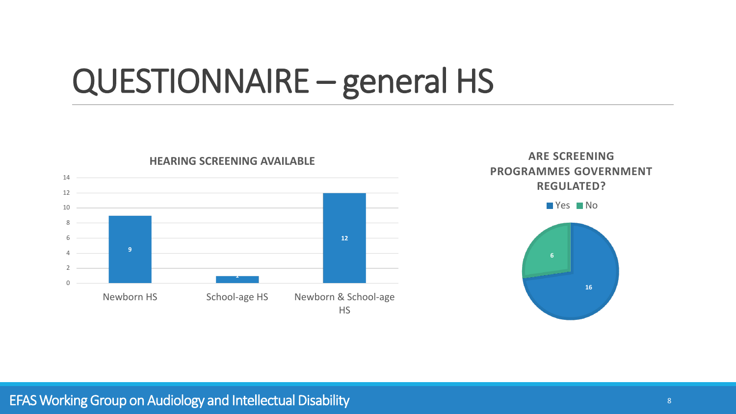# QUESTIONNAIRE – general HS

**HEARING SCREENING AVAILABLE**

| Category | Count |
|---|---|
| Newborn HS | 9 |
| School-age HS | 1 |
| Newborn & School-age HS | 12 |

**ARE SCREENING PROGRAMMES GOVERNMENT REGULATED?**

| Response | Count |
|---|---|
| Yes | 16 |
| No | 6 |

EFAS Working Group on Audiology and Intellectual Disability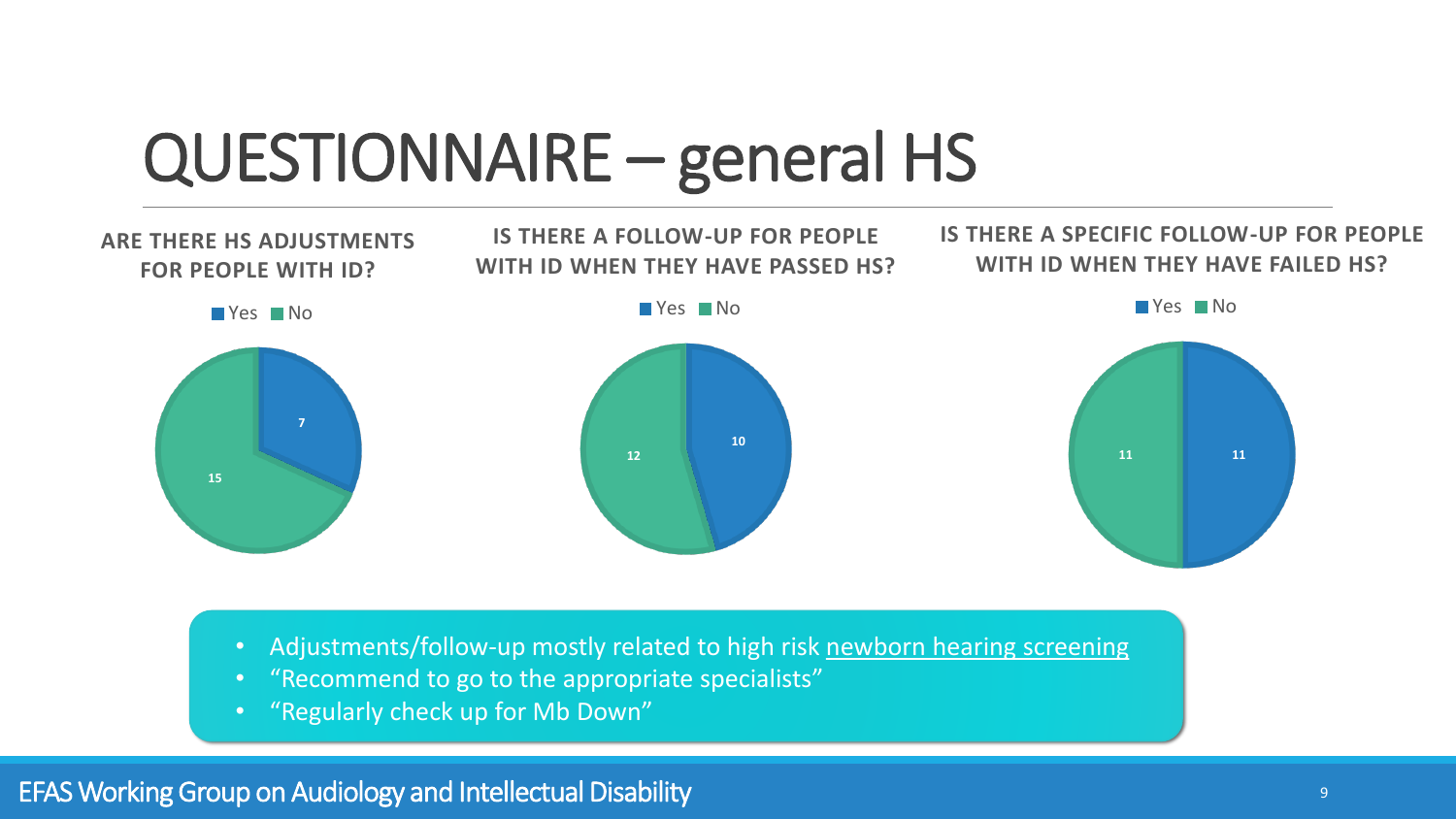# QUESTIONNAIRE – general HS

**ARE THERE HS ADJUSTMENTS FOR PEOPLE WITH ID?**

| | Count |
|---|---|
| Yes | 7 |
| No | 15 |

**IS THERE A FOLLOW-UP FOR PEOPLE WITH ID WHEN THEY HAVE PASSED HS?**

| | Count |
|---|---|
| Yes | 10 |
| No | 12 |

**IS THERE A SPECIFIC FOLLOW-UP FOR PEOPLE WITH ID WHEN THEY HAVE FAILED HS?**

| | Count |
|---|---|
| Yes | 11 |
| No | 11 |

- Adjustments/follow-up mostly related to high risk newborn hearing screening
- "Recommend to go to the appropriate specialists"
- "Regularly check up for Mb Down"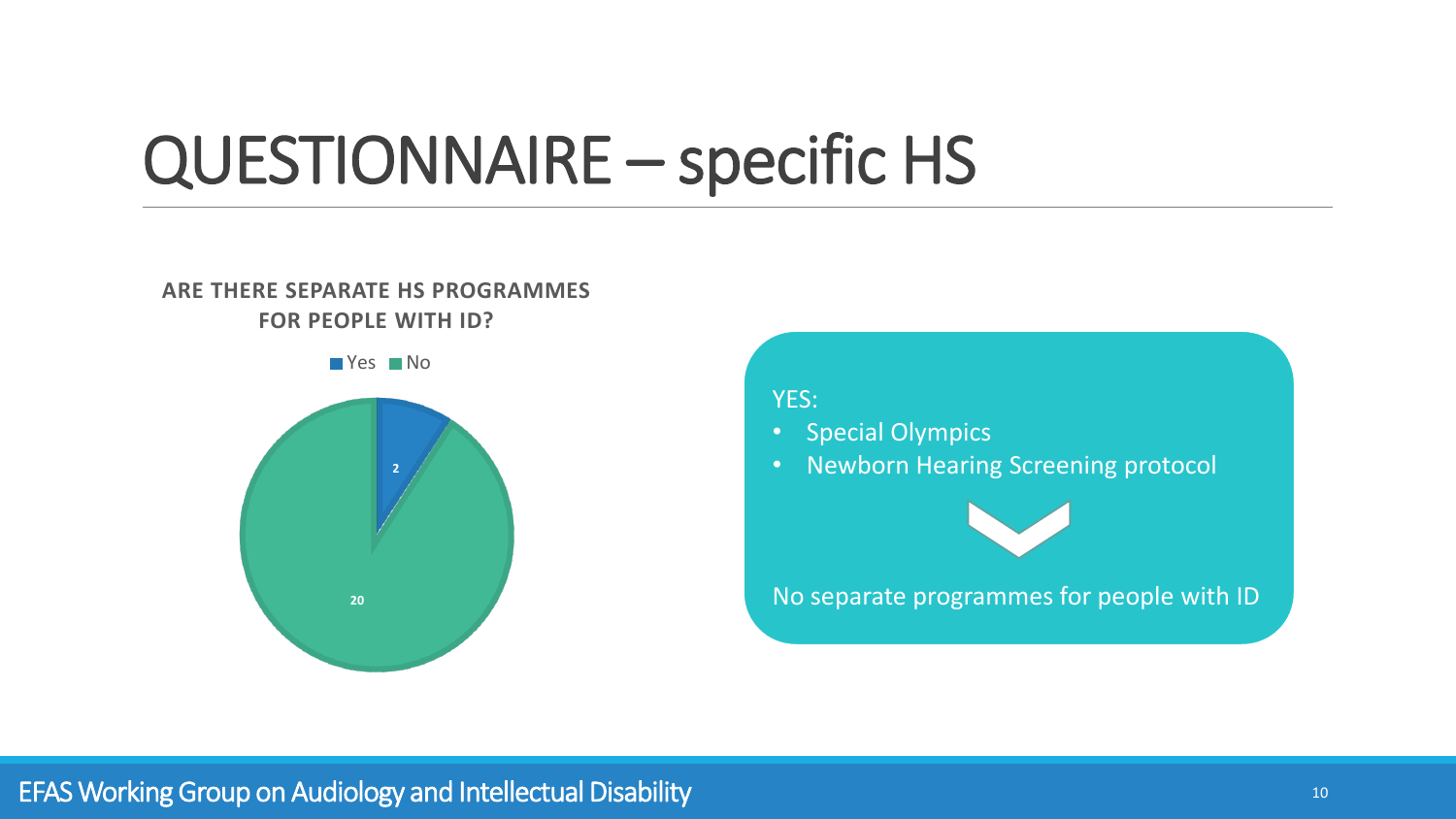# QUESTIONNAIRE – specific HS

**ARE THERE SEPARATE HS PROGRAMMES FOR PEOPLE WITH ID?**

| Answer | Count |
| --- | --- |
| Yes | 2 |
| No | 20 |

YES:

- Special Olympics
- Newborn Hearing Screening protocol

No separate programmes for people with ID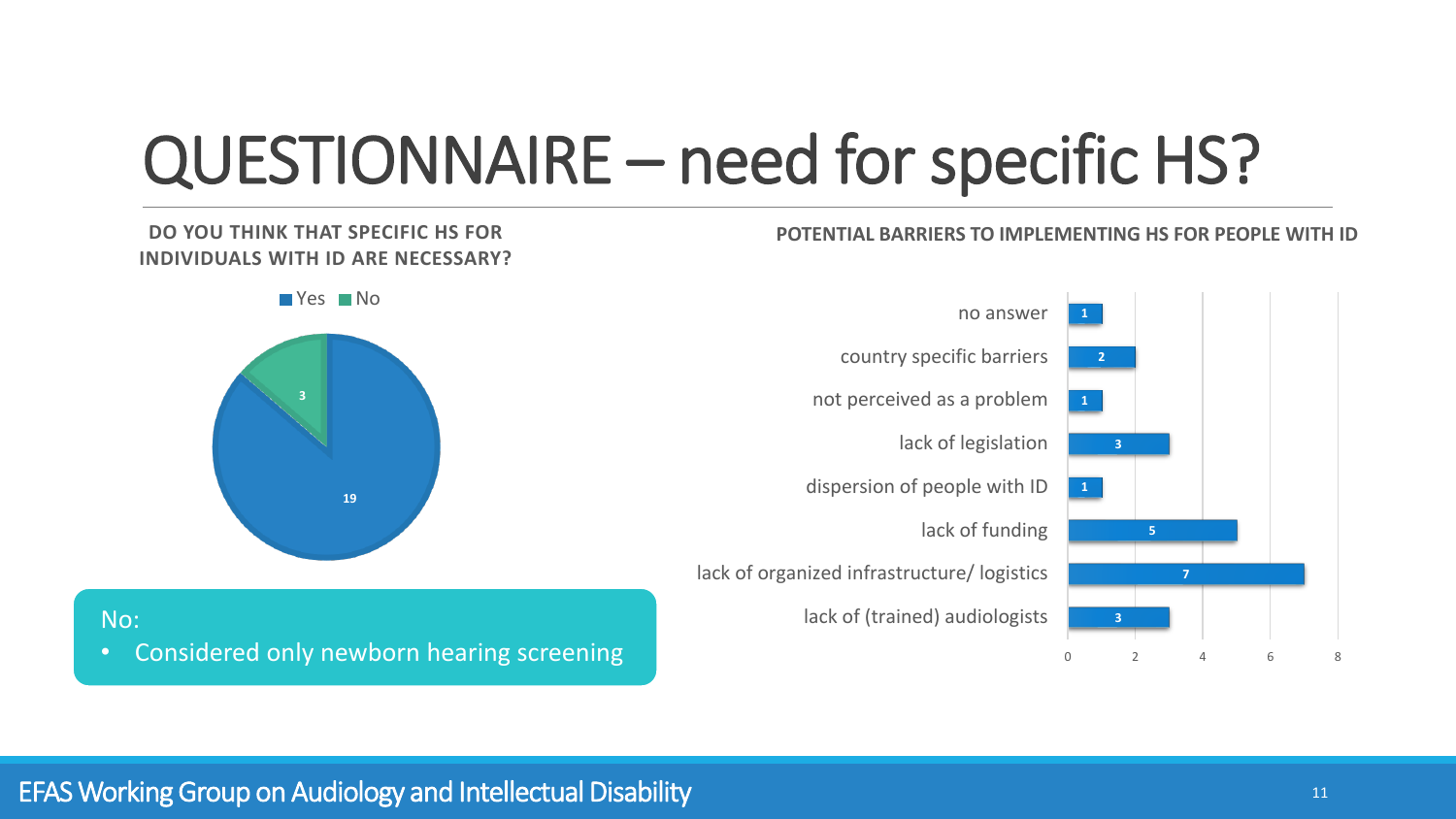# QUESTIONNAIRE – need for specific HS?

**DO YOU THINK THAT SPECIFIC HS FOR INDIVIDUALS WITH ID ARE NECESSARY?**

| Answer | Count |
|---|---|
| Yes | 19 |
| No | 3 |

No:

- Considered only newborn hearing screening

**POTENTIAL BARRIERS TO IMPLEMENTING HS FOR PEOPLE WITH ID**

| Barrier | Count |
|---|---|
| no answer | 1 |
| country specific barriers | 2 |
| not perceived as a problem | 1 |
| lack of legislation | 3 |
| dispersion of people with ID | 1 |
| lack of funding | 5 |
| lack of organized infrastructure/ logistics | 7 |
| lack of (trained) audiologists | 3 |

EFAS Working Group on Audiology and Intellectual Disability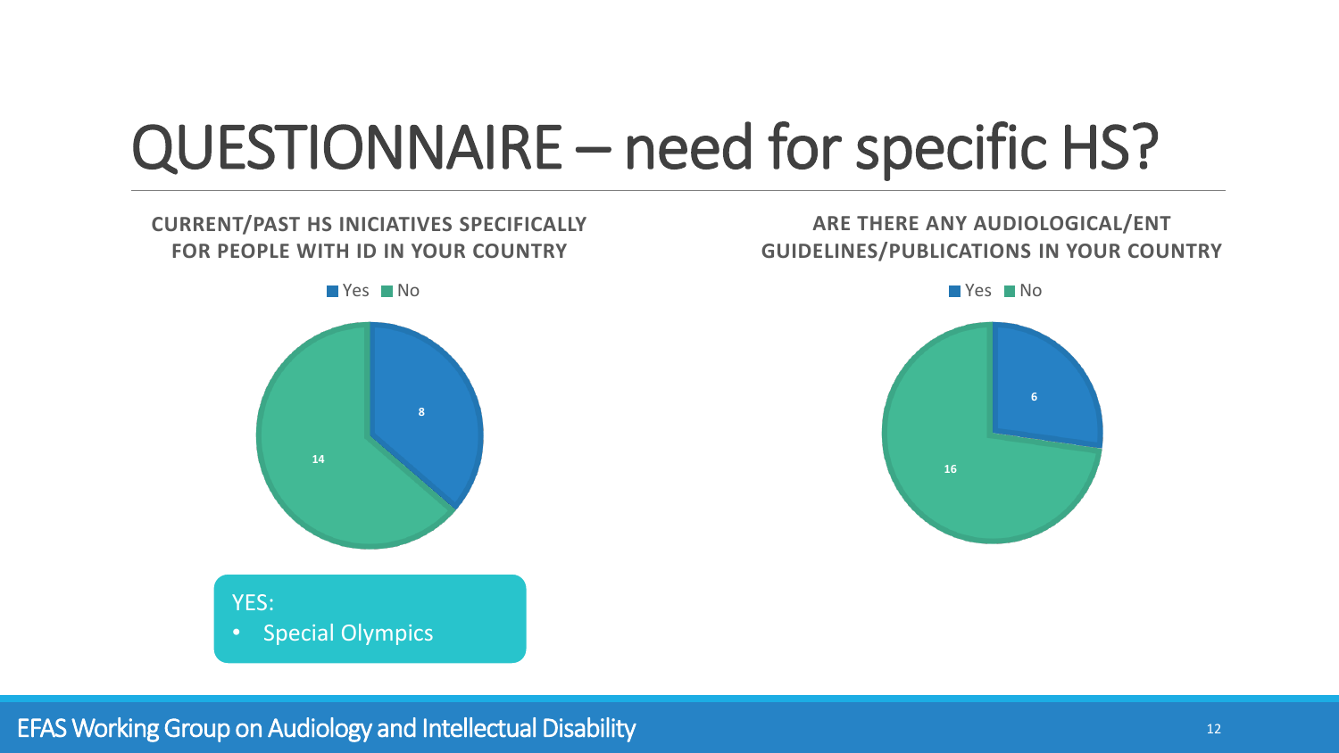# QUESTIONNAIRE – need for specific HS?

**CURRENT/PAST HS INICIATIVES SPECIFICALLY FOR PEOPLE WITH ID IN YOUR COUNTRY**

| | Count |
|---|---|
| Yes | 8 |
| No | 14 |

YES:

- Special Olympics

**ARE THERE ANY AUDIOLOGICAL/ENT GUIDELINES/PUBLICATIONS IN YOUR COUNTRY**

| | Count |
|---|---|
| Yes | 6 |
| No | 16 |

EFAS Working Group on Audiology and Intellectual Disability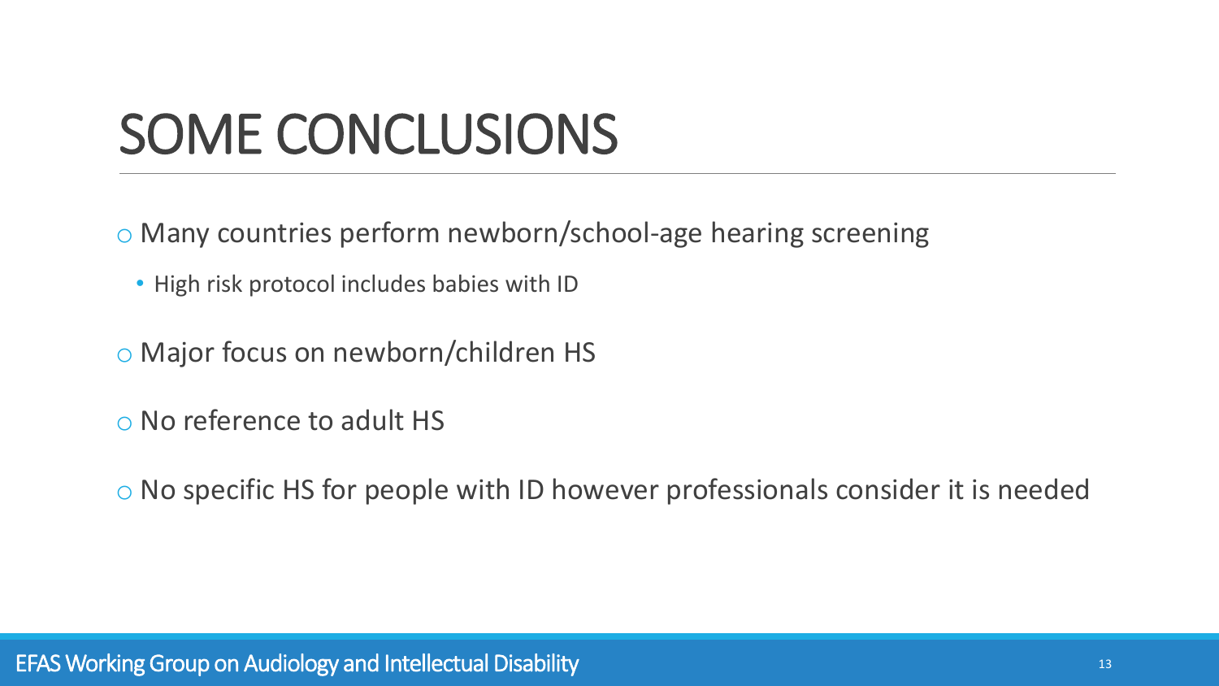# SOME CONCLUSIONS

- Many countries perform newborn/school-age hearing screening
  - High risk protocol includes babies with ID
- Major focus on newborn/children HS
- No reference to adult HS
- No specific HS for people with ID however professionals consider it is needed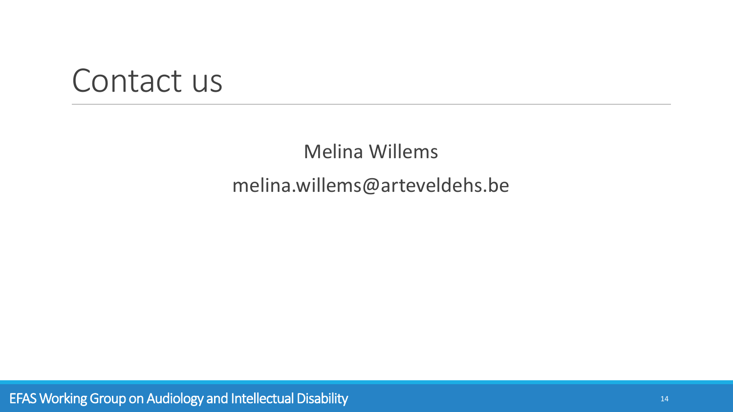# Contact us

Melina Willems

melina.willems@arteveldehs.be